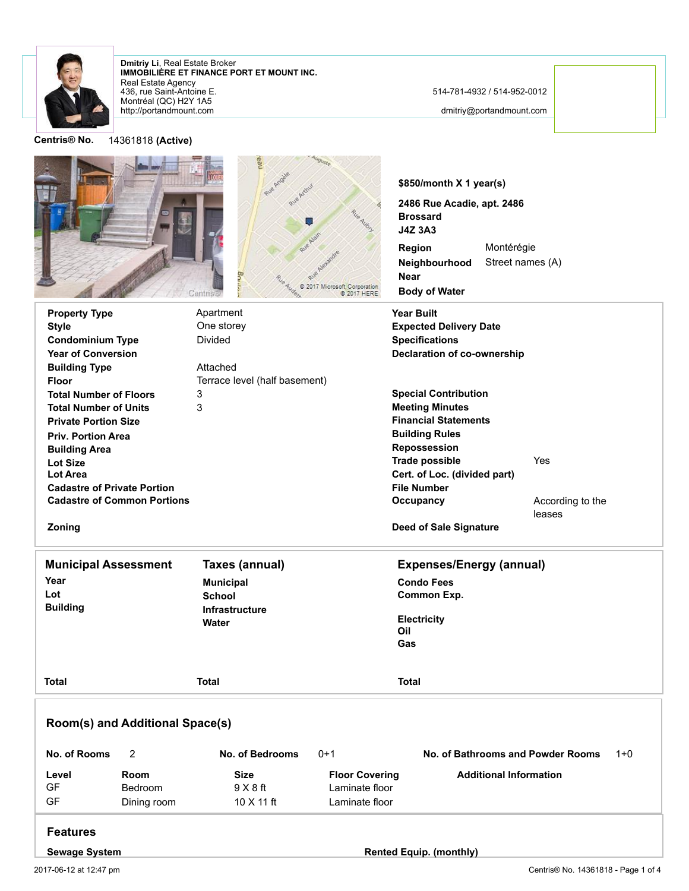**Dmitriy Li**, Real Estate Broker
**IMMOBILIÈRE ET FINANCE PORT ET MOUNT INC.**
Real Estate Agency
436, rue Saint-Antoine E.
Montréal (QC) H2Y 1A5
http://portandmount.com

514-781-4932 / 514-952-0012
dmitriy@portandmount.com

**Centris® No.** 14361818 **(Active)**

**$850/month X 1 year(s)**

**2486 Rue Acadie, apt. 2486**
**Brossard**
**J4Z 3A3**

| | |
|---|---|
| **Region** | Montérégie |
| **Neighbourhood** | Street names (A) |
| **Near** | |
| **Body of Water** | |

| | | | |
|---|---|---|---|
| **Property Type** | Apartment | **Year Built** | |
| **Style** | One storey | **Expected Delivery Date** | |
| **Condominium Type** | Divided | **Specifications** | |
| **Year of Conversion** | | **Declaration of co-ownership** | |
| **Building Type** | Attached | | |
| **Floor** | Terrace level (half basement) | | |
| **Total Number of Floors** | 3 | **Special Contribution** | |
| **Total Number of Units** | 3 | **Meeting Minutes** | |
| **Private Portion Size** | | **Financial Statements** | |
| **Priv. Portion Area** | | **Building Rules** | |
| **Building Area** | | **Repossession** | |
| **Lot Size** | | **Trade possible** | Yes |
| **Lot Area** | | **Cert. of Loc. (divided part)** | |
| **Cadastre of Private Portion** | | **File Number** | |
| **Cadastre of Common Portions** | | **Occupancy** | According to the leases |
| **Zoning** | | **Deed of Sale Signature** | |

| **Municipal Assessment** | **Taxes (annual)** | **Expenses/Energy (annual)** |
|---|---|---|
| **Year** | **Municipal** | **Condo Fees** |
| **Lot** | **School** | **Common Exp.** |
| **Building** | **Infrastructure** | **Electricity** |
| | **Water** | **Oil** |
| | | **Gas** |
| **Total** | **Total** | **Total** |

## Room(s) and Additional Space(s)

**No. of Rooms** 2 **No. of Bedrooms** 0+1 **No. of Bathrooms and Powder Rooms** 1+0

| Level | Room | Size | Floor Covering | Additional Information |
|---|---|---|---|---|
| GF | Bedroom | 9 X 8 ft | Laminate floor | |
| GF | Dining room | 10 X 11 ft | Laminate floor | |

## Features

**Sewage System** **Rented Equip. (monthly)**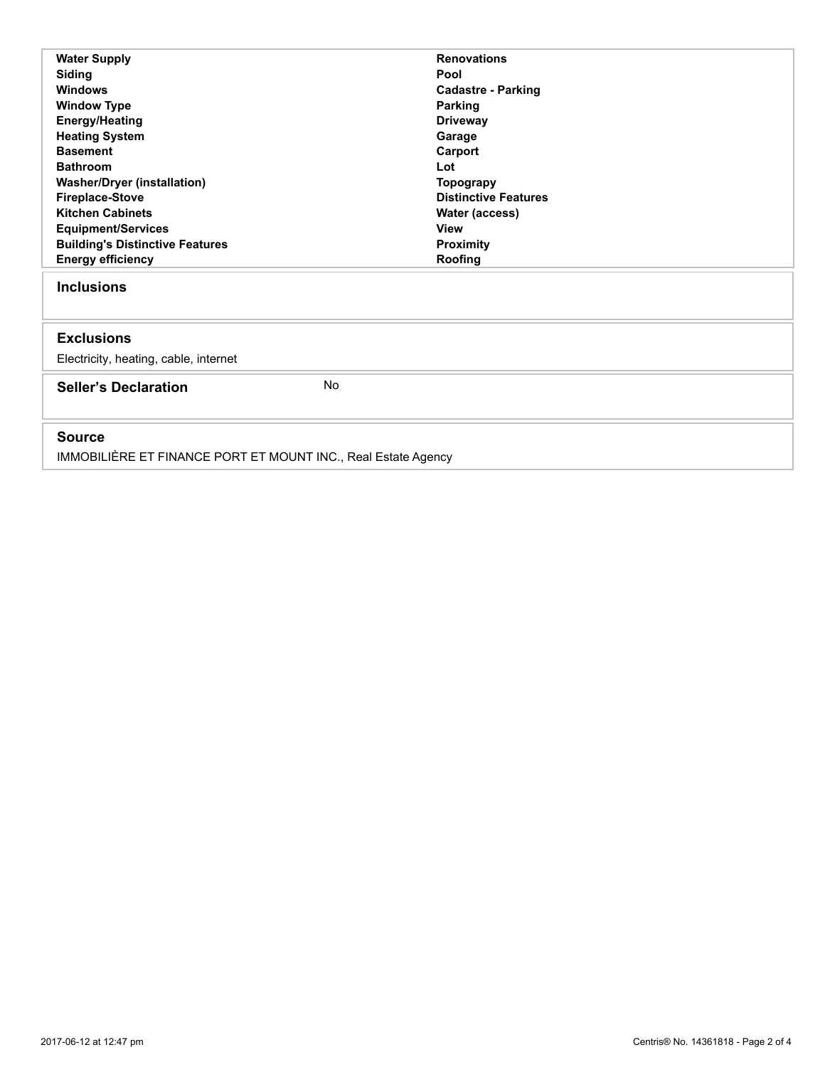| | |
|---|---|
| **Water Supply** | **Renovations** |
| **Siding** | **Pool** |
| **Windows** | **Cadastre - Parking** |
| **Window Type** | **Parking** |
| **Energy/Heating** | **Driveway** |
| **Heating System** | **Garage** |
| **Basement** | **Carport** |
| **Bathroom** | **Lot** |
| **Washer/Dryer (installation)** | **Topograpy** |
| **Fireplace-Stove** | **Distinctive Features** |
| **Kitchen Cabinets** | **Water (access)** |
| **Equipment/Services** | **View** |
| **Building's Distinctive Features** | **Proximity** |
| **Energy efficiency** | **Roofing** |

## Inclusions

## Exclusions

Electricity, heating, cable, internet

## Seller's Declaration

No

## Source

IMMOBILIÈRE ET FINANCE PORT ET MOUNT INC., Real Estate Agency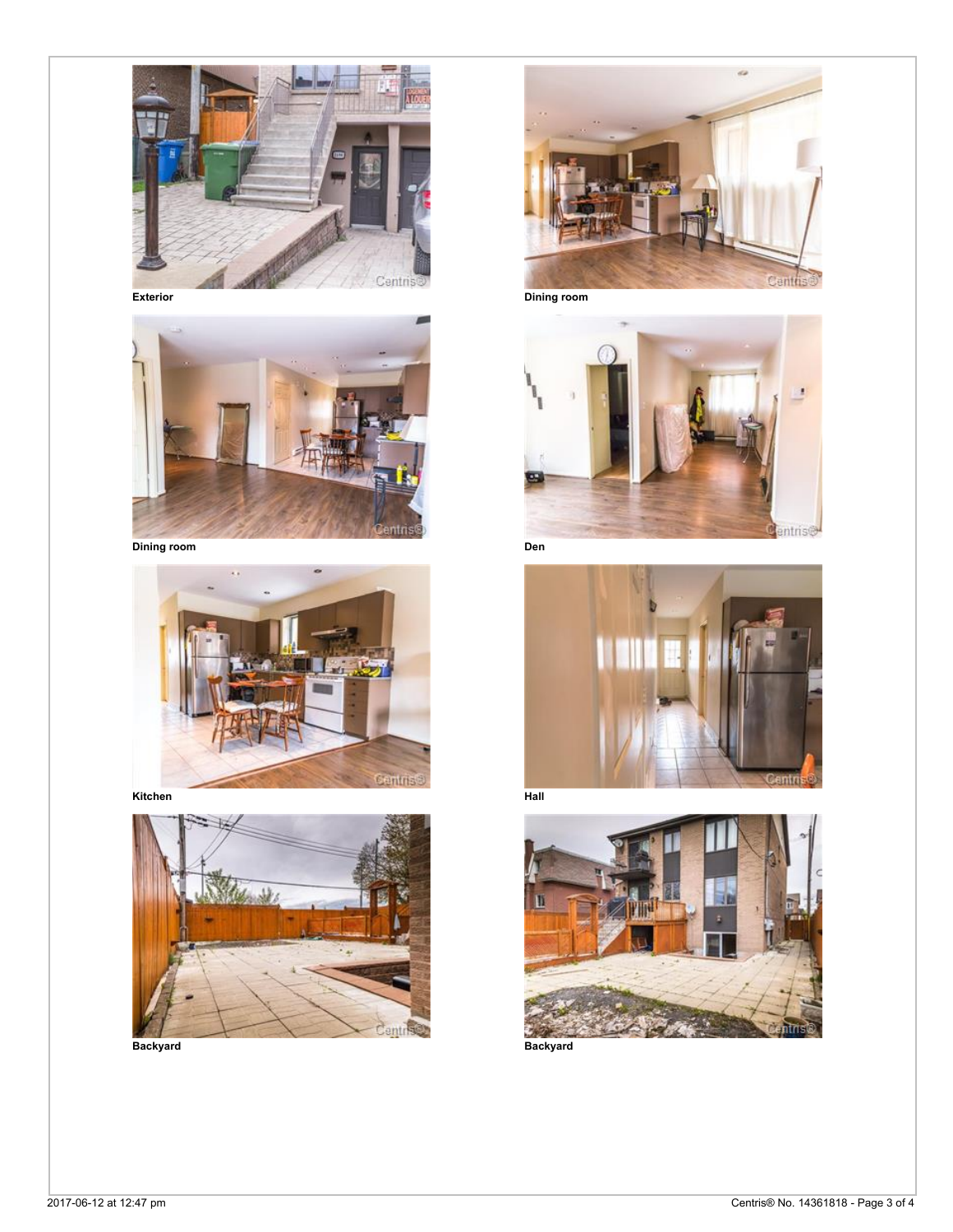Exterior

Dining room

Dining room

Den

Kitchen

Hall

Backyard

Backyard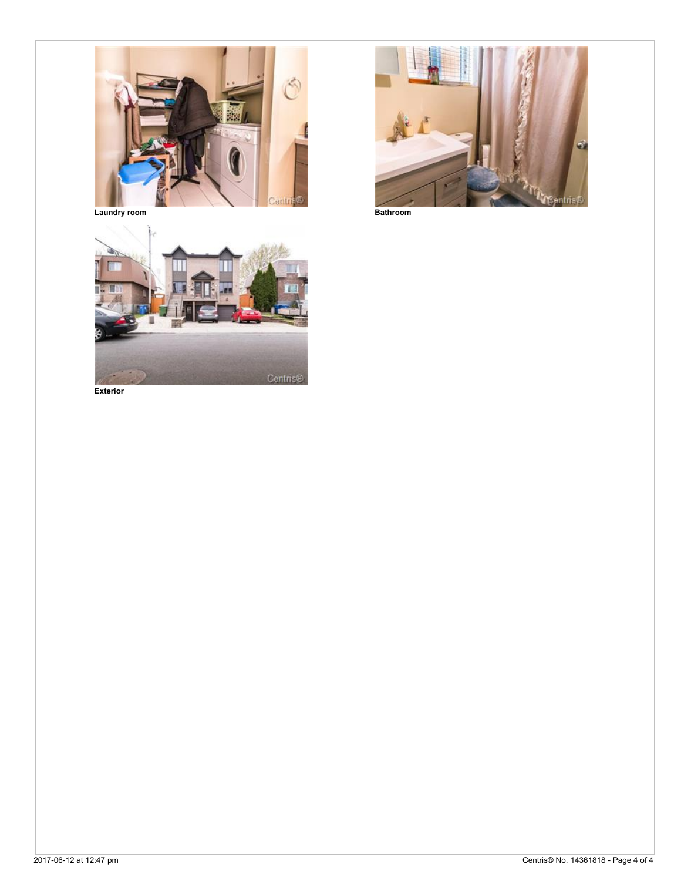Laundry room

Bathroom

Exterior